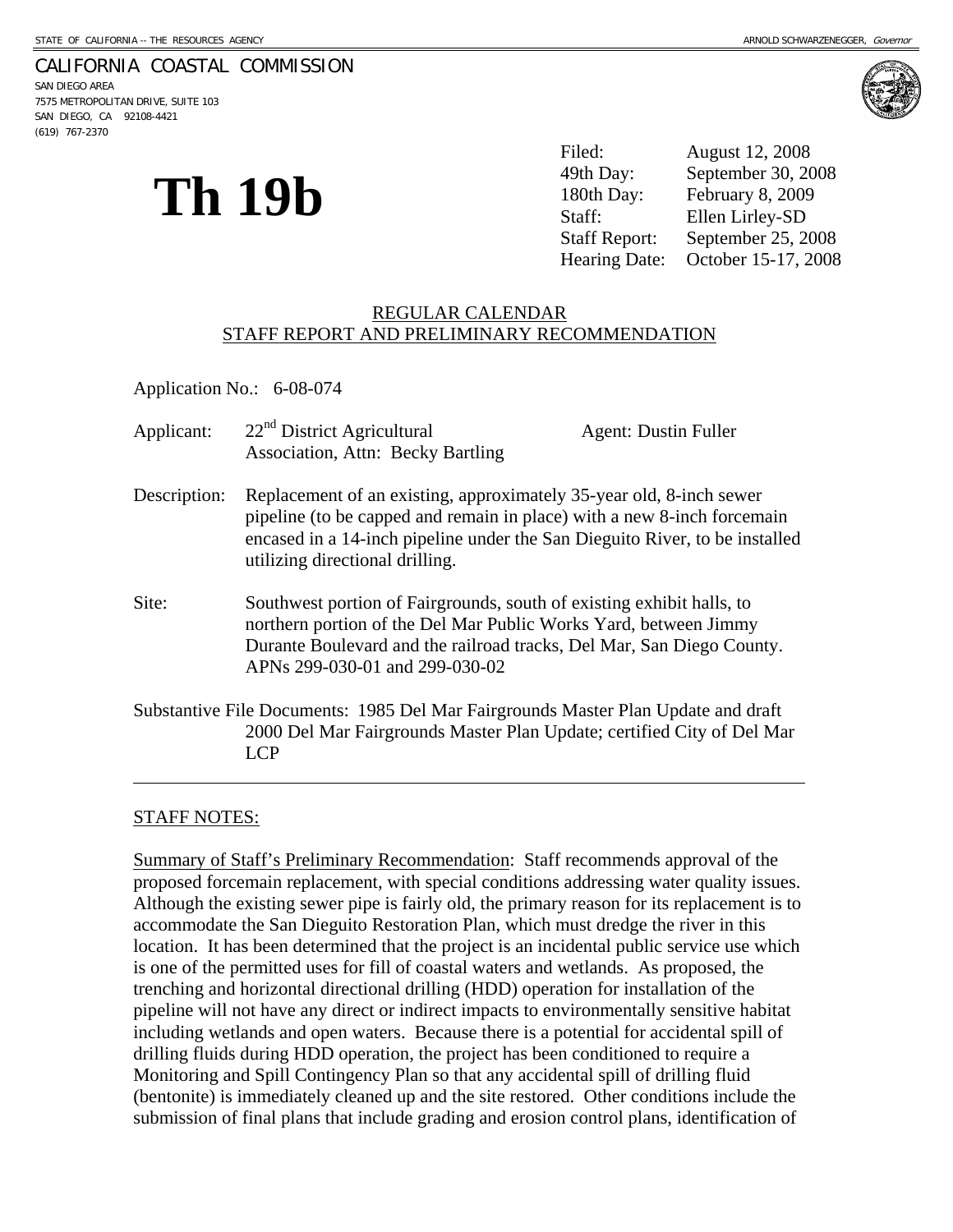STATE OF CALIFORNIA -- THE RESOURCES AGENCY ARNOLD SCHWARZENEGGER, *Governor*

CALIFORNIA COASTAL COMMISSION
SAN DIEGO AREA
7575 METROPOLITAN DRIVE, SUITE 103
SAN DIEGO, CA 92108-4421
(619) 767-2370

# Th 19b

| | |
|---|---|
| Filed: | August 12, 2008 |
| 49th Day: | September 30, 2008 |
| 180th Day: | February 8, 2009 |
| Staff: | Ellen Lirley-SD |
| Staff Report: | September 25, 2008 |
| Hearing Date: | October 15-17, 2008 |

REGULAR CALENDAR
STAFF REPORT AND PRELIMINARY RECOMMENDATION

Application No.: 6-08-074

Applicant: 22nd District Agricultural Association, Attn: Becky Bartling   Agent: Dustin Fuller

Description: Replacement of an existing, approximately 35-year old, 8-inch sewer pipeline (to be capped and remain in place) with a new 8-inch forcemain encased in a 14-inch pipeline under the San Dieguito River, to be installed utilizing directional drilling.

Site: Southwest portion of Fairgrounds, south of existing exhibit halls, to northern portion of the Del Mar Public Works Yard, between Jimmy Durante Boulevard and the railroad tracks, Del Mar, San Diego County. APNs 299-030-01 and 299-030-02

Substantive File Documents: 1985 Del Mar Fairgrounds Master Plan Update and draft 2000 Del Mar Fairgrounds Master Plan Update; certified City of Del Mar LCP

---

STAFF NOTES:

Summary of Staff's Preliminary Recommendation: Staff recommends approval of the proposed forcemain replacement, with special conditions addressing water quality issues. Although the existing sewer pipe is fairly old, the primary reason for its replacement is to accommodate the San Dieguito Restoration Plan, which must dredge the river in this location. It has been determined that the project is an incidental public service use which is one of the permitted uses for fill of coastal waters and wetlands. As proposed, the trenching and horizontal directional drilling (HDD) operation for installation of the pipeline will not have any direct or indirect impacts to environmentally sensitive habitat including wetlands and open waters. Because there is a potential for accidental spill of drilling fluids during HDD operation, the project has been conditioned to require a Monitoring and Spill Contingency Plan so that any accidental spill of drilling fluid (bentonite) is immediately cleaned up and the site restored. Other conditions include the submission of final plans that include grading and erosion control plans, identification of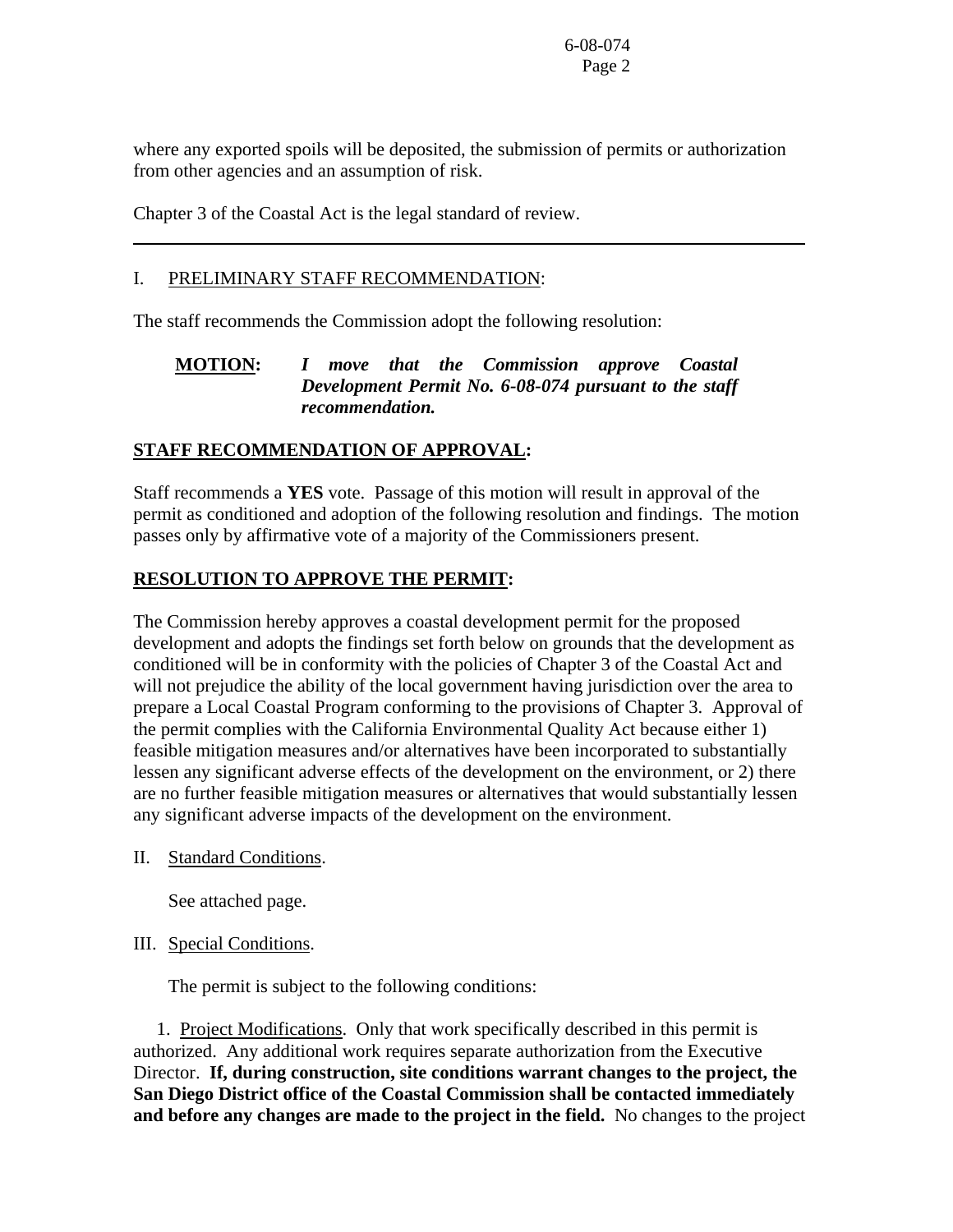where any exported spoils will be deposited, the submission of permits or authorization from other agencies and an assumption of risk.

Chapter 3 of the Coastal Act is the legal standard of review.

---

I. PRELIMINARY STAFF RECOMMENDATION:

The staff recommends the Commission adopt the following resolution:

**MOTION:** ***I move that the Commission approve Coastal Development Permit No. 6-08-074 pursuant to the staff recommendation.***

**STAFF RECOMMENDATION OF APPROVAL:**

Staff recommends a **YES** vote. Passage of this motion will result in approval of the permit as conditioned and adoption of the following resolution and findings. The motion passes only by affirmative vote of a majority of the Commissioners present.

**RESOLUTION TO APPROVE THE PERMIT:**

The Commission hereby approves a coastal development permit for the proposed development and adopts the findings set forth below on grounds that the development as conditioned will be in conformity with the policies of Chapter 3 of the Coastal Act and will not prejudice the ability of the local government having jurisdiction over the area to prepare a Local Coastal Program conforming to the provisions of Chapter 3. Approval of the permit complies with the California Environmental Quality Act because either 1) feasible mitigation measures and/or alternatives have been incorporated to substantially lessen any significant adverse effects of the development on the environment, or 2) there are no further feasible mitigation measures or alternatives that would substantially lessen any significant adverse impacts of the development on the environment.

II. Standard Conditions.

See attached page.

III. Special Conditions.

The permit is subject to the following conditions:

1. Project Modifications. Only that work specifically described in this permit is authorized. Any additional work requires separate authorization from the Executive Director. **If, during construction, site conditions warrant changes to the project, the San Diego District office of the Coastal Commission shall be contacted immediately and before any changes are made to the project in the field.** No changes to the project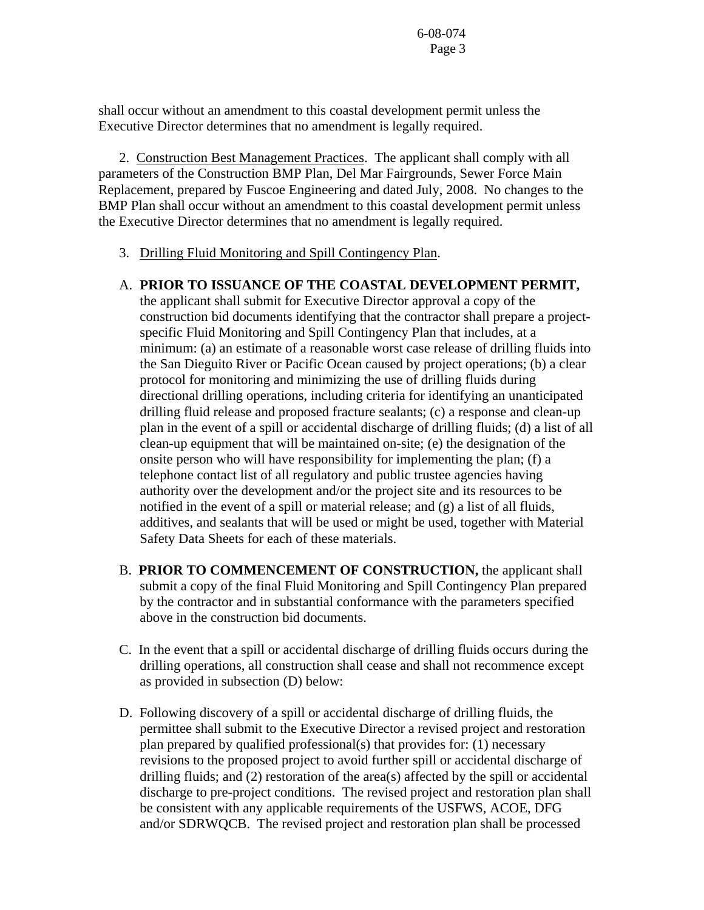shall occur without an amendment to this coastal development permit unless the Executive Director determines that no amendment is legally required.

2. Construction Best Management Practices. The applicant shall comply with all parameters of the Construction BMP Plan, Del Mar Fairgrounds, Sewer Force Main Replacement, prepared by Fuscoe Engineering and dated July, 2008. No changes to the BMP Plan shall occur without an amendment to this coastal development permit unless the Executive Director determines that no amendment is legally required.

3. Drilling Fluid Monitoring and Spill Contingency Plan.

A. **PRIOR TO ISSUANCE OF THE COASTAL DEVELOPMENT PERMIT,** the applicant shall submit for Executive Director approval a copy of the construction bid documents identifying that the contractor shall prepare a project-specific Fluid Monitoring and Spill Contingency Plan that includes, at a minimum: (a) an estimate of a reasonable worst case release of drilling fluids into the San Dieguito River or Pacific Ocean caused by project operations; (b) a clear protocol for monitoring and minimizing the use of drilling fluids during directional drilling operations, including criteria for identifying an unanticipated drilling fluid release and proposed fracture sealants; (c) a response and clean-up plan in the event of a spill or accidental discharge of drilling fluids; (d) a list of all clean-up equipment that will be maintained on-site; (e) the designation of the onsite person who will have responsibility for implementing the plan; (f) a telephone contact list of all regulatory and public trustee agencies having authority over the development and/or the project site and its resources to be notified in the event of a spill or material release; and (g) a list of all fluids, additives, and sealants that will be used or might be used, together with Material Safety Data Sheets for each of these materials.

B. **PRIOR TO COMMENCEMENT OF CONSTRUCTION,** the applicant shall submit a copy of the final Fluid Monitoring and Spill Contingency Plan prepared by the contractor and in substantial conformance with the parameters specified above in the construction bid documents.

C. In the event that a spill or accidental discharge of drilling fluids occurs during the drilling operations, all construction shall cease and shall not recommence except as provided in subsection (D) below:

D. Following discovery of a spill or accidental discharge of drilling fluids, the permittee shall submit to the Executive Director a revised project and restoration plan prepared by qualified professional(s) that provides for: (1) necessary revisions to the proposed project to avoid further spill or accidental discharge of drilling fluids; and (2) restoration of the area(s) affected by the spill or accidental discharge to pre-project conditions. The revised project and restoration plan shall be consistent with any applicable requirements of the USFWS, ACOE, DFG and/or SDRWQCB. The revised project and restoration plan shall be processed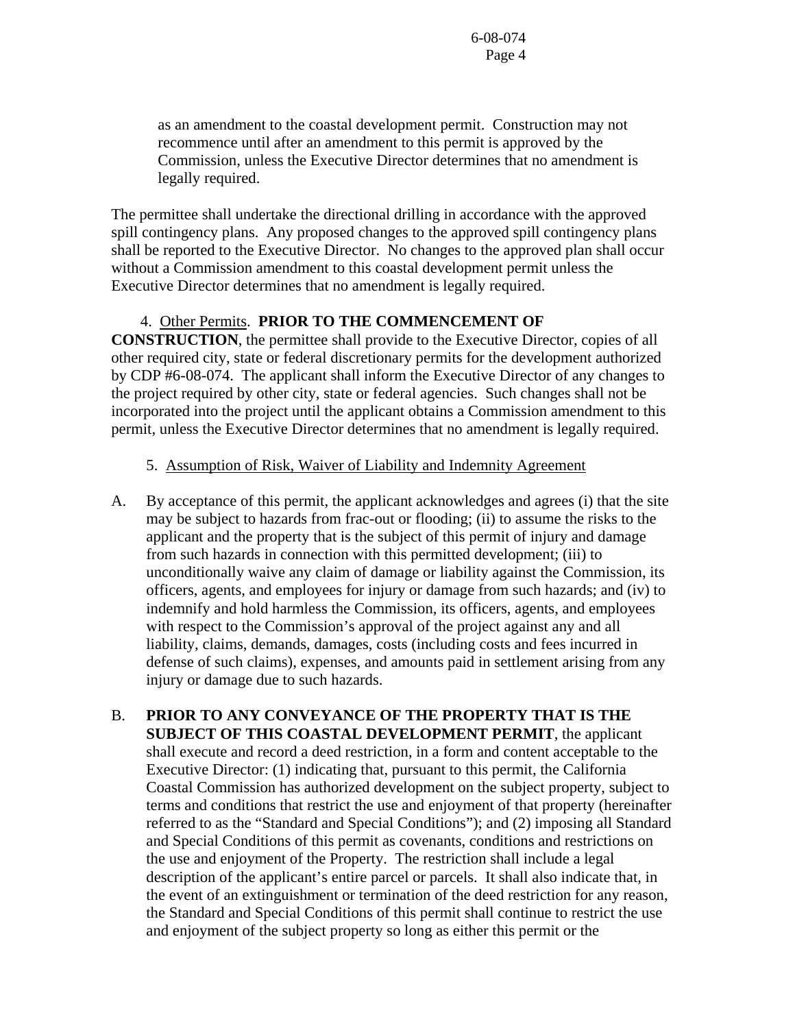as an amendment to the coastal development permit. Construction may not recommence until after an amendment to this permit is approved by the Commission, unless the Executive Director determines that no amendment is legally required.

The permittee shall undertake the directional drilling in accordance with the approved spill contingency plans. Any proposed changes to the approved spill contingency plans shall be reported to the Executive Director. No changes to the approved plan shall occur without a Commission amendment to this coastal development permit unless the Executive Director determines that no amendment is legally required.

4. Other Permits. **PRIOR TO THE COMMENCEMENT OF CONSTRUCTION**, the permittee shall provide to the Executive Director, copies of all other required city, state or federal discretionary permits for the development authorized by CDP #6-08-074. The applicant shall inform the Executive Director of any changes to the project required by other city, state or federal agencies. Such changes shall not be incorporated into the project until the applicant obtains a Commission amendment to this permit, unless the Executive Director determines that no amendment is legally required.

5. Assumption of Risk, Waiver of Liability and Indemnity Agreement

A. By acceptance of this permit, the applicant acknowledges and agrees (i) that the site may be subject to hazards from frac-out or flooding; (ii) to assume the risks to the applicant and the property that is the subject of this permit of injury and damage from such hazards in connection with this permitted development; (iii) to unconditionally waive any claim of damage or liability against the Commission, its officers, agents, and employees for injury or damage from such hazards; and (iv) to indemnify and hold harmless the Commission, its officers, agents, and employees with respect to the Commission's approval of the project against any and all liability, claims, demands, damages, costs (including costs and fees incurred in defense of such claims), expenses, and amounts paid in settlement arising from any injury or damage due to such hazards.

B. **PRIOR TO ANY CONVEYANCE OF THE PROPERTY THAT IS THE SUBJECT OF THIS COASTAL DEVELOPMENT PERMIT**, the applicant shall execute and record a deed restriction, in a form and content acceptable to the Executive Director: (1) indicating that, pursuant to this permit, the California Coastal Commission has authorized development on the subject property, subject to terms and conditions that restrict the use and enjoyment of that property (hereinafter referred to as the "Standard and Special Conditions"); and (2) imposing all Standard and Special Conditions of this permit as covenants, conditions and restrictions on the use and enjoyment of the Property. The restriction shall include a legal description of the applicant's entire parcel or parcels. It shall also indicate that, in the event of an extinguishment or termination of the deed restriction for any reason, the Standard and Special Conditions of this permit shall continue to restrict the use and enjoyment of the subject property so long as either this permit or the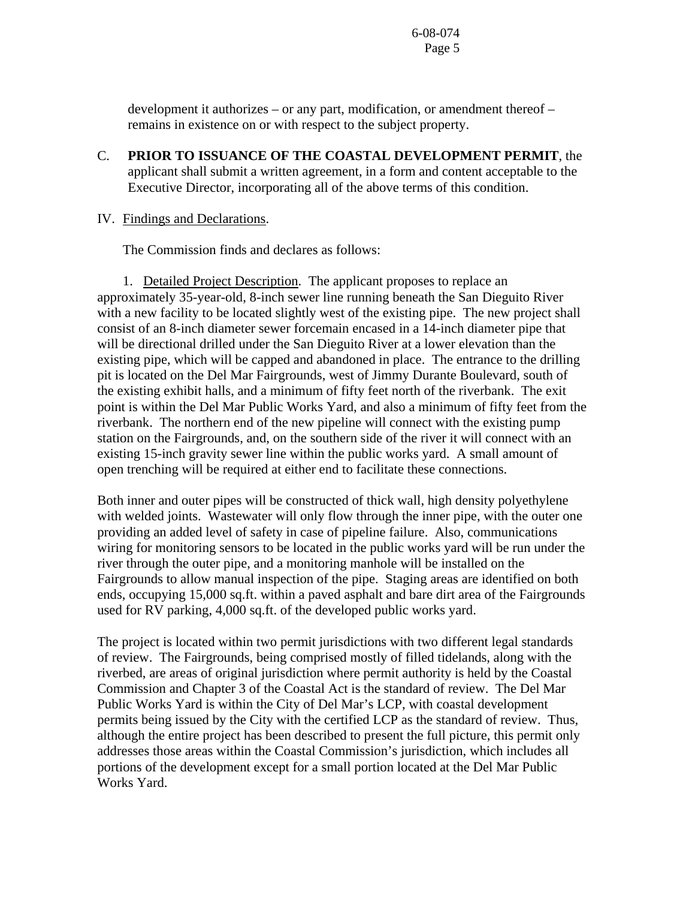development it authorizes – or any part, modification, or amendment thereof – remains in existence on or with respect to the subject property.

C. **PRIOR TO ISSUANCE OF THE COASTAL DEVELOPMENT PERMIT**, the applicant shall submit a written agreement, in a form and content acceptable to the Executive Director, incorporating all of the above terms of this condition.

IV. Findings and Declarations.

The Commission finds and declares as follows:

1. Detailed Project Description. The applicant proposes to replace an approximately 35-year-old, 8-inch sewer line running beneath the San Dieguito River with a new facility to be located slightly west of the existing pipe. The new project shall consist of an 8-inch diameter sewer forcemain encased in a 14-inch diameter pipe that will be directional drilled under the San Dieguito River at a lower elevation than the existing pipe, which will be capped and abandoned in place. The entrance to the drilling pit is located on the Del Mar Fairgrounds, west of Jimmy Durante Boulevard, south of the existing exhibit halls, and a minimum of fifty feet north of the riverbank. The exit point is within the Del Mar Public Works Yard, and also a minimum of fifty feet from the riverbank. The northern end of the new pipeline will connect with the existing pump station on the Fairgrounds, and, on the southern side of the river it will connect with an existing 15-inch gravity sewer line within the public works yard. A small amount of open trenching will be required at either end to facilitate these connections.

Both inner and outer pipes will be constructed of thick wall, high density polyethylene with welded joints. Wastewater will only flow through the inner pipe, with the outer one providing an added level of safety in case of pipeline failure. Also, communications wiring for monitoring sensors to be located in the public works yard will be run under the river through the outer pipe, and a monitoring manhole will be installed on the Fairgrounds to allow manual inspection of the pipe. Staging areas are identified on both ends, occupying 15,000 sq.ft. within a paved asphalt and bare dirt area of the Fairgrounds used for RV parking, 4,000 sq.ft. of the developed public works yard.

The project is located within two permit jurisdictions with two different legal standards of review. The Fairgrounds, being comprised mostly of filled tidelands, along with the riverbed, are areas of original jurisdiction where permit authority is held by the Coastal Commission and Chapter 3 of the Coastal Act is the standard of review. The Del Mar Public Works Yard is within the City of Del Mar's LCP, with coastal development permits being issued by the City with the certified LCP as the standard of review. Thus, although the entire project has been described to present the full picture, this permit only addresses those areas within the Coastal Commission's jurisdiction, which includes all portions of the development except for a small portion located at the Del Mar Public Works Yard.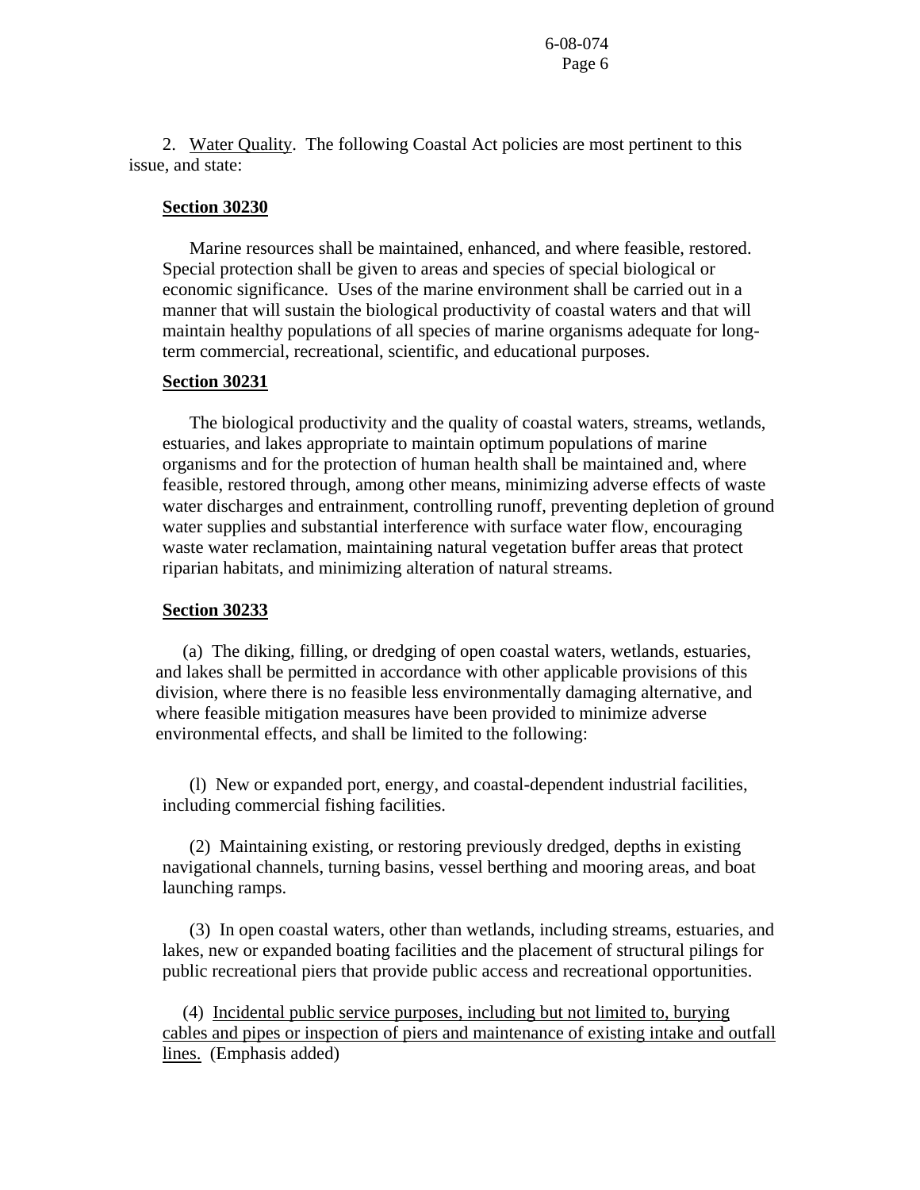2. <u>Water Quality</u>. The following Coastal Act policies are most pertinent to this issue, and state:

**<u>Section 30230</u>**

Marine resources shall be maintained, enhanced, and where feasible, restored. Special protection shall be given to areas and species of special biological or economic significance. Uses of the marine environment shall be carried out in a manner that will sustain the biological productivity of coastal waters and that will maintain healthy populations of all species of marine organisms adequate for long-term commercial, recreational, scientific, and educational purposes.

**<u>Section 30231</u>**

The biological productivity and the quality of coastal waters, streams, wetlands, estuaries, and lakes appropriate to maintain optimum populations of marine organisms and for the protection of human health shall be maintained and, where feasible, restored through, among other means, minimizing adverse effects of waste water discharges and entrainment, controlling runoff, preventing depletion of ground water supplies and substantial interference with surface water flow, encouraging waste water reclamation, maintaining natural vegetation buffer areas that protect riparian habitats, and minimizing alteration of natural streams.

**<u>Section 30233</u>**

(a) The diking, filling, or dredging of open coastal waters, wetlands, estuaries, and lakes shall be permitted in accordance with other applicable provisions of this division, where there is no feasible less environmentally damaging alternative, and where feasible mitigation measures have been provided to minimize adverse environmental effects, and shall be limited to the following:

(l) New or expanded port, energy, and coastal-dependent industrial facilities, including commercial fishing facilities.

(2) Maintaining existing, or restoring previously dredged, depths in existing navigational channels, turning basins, vessel berthing and mooring areas, and boat launching ramps.

(3) In open coastal waters, other than wetlands, including streams, estuaries, and lakes, new or expanded boating facilities and the placement of structural pilings for public recreational piers that provide public access and recreational opportunities.

(4) <u>Incidental public service purposes, including but not limited to, burying cables and pipes or inspection of piers and maintenance of existing intake and outfall lines.</u> (Emphasis added)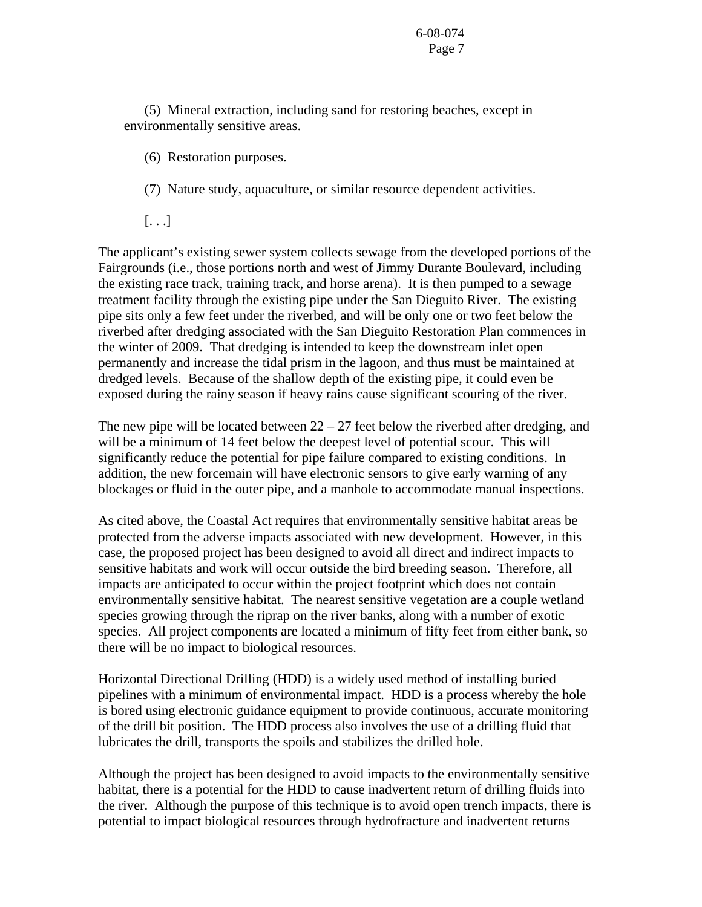(5) Mineral extraction, including sand for restoring beaches, except in environmentally sensitive areas.

(6) Restoration purposes.

(7) Nature study, aquaculture, or similar resource dependent activities.

[. . .]

The applicant's existing sewer system collects sewage from the developed portions of the Fairgrounds (i.e., those portions north and west of Jimmy Durante Boulevard, including the existing race track, training track, and horse arena). It is then pumped to a sewage treatment facility through the existing pipe under the San Dieguito River. The existing pipe sits only a few feet under the riverbed, and will be only one or two feet below the riverbed after dredging associated with the San Dieguito Restoration Plan commences in the winter of 2009. That dredging is intended to keep the downstream inlet open permanently and increase the tidal prism in the lagoon, and thus must be maintained at dredged levels. Because of the shallow depth of the existing pipe, it could even be exposed during the rainy season if heavy rains cause significant scouring of the river.

The new pipe will be located between 22 – 27 feet below the riverbed after dredging, and will be a minimum of 14 feet below the deepest level of potential scour. This will significantly reduce the potential for pipe failure compared to existing conditions. In addition, the new forcemain will have electronic sensors to give early warning of any blockages or fluid in the outer pipe, and a manhole to accommodate manual inspections.

As cited above, the Coastal Act requires that environmentally sensitive habitat areas be protected from the adverse impacts associated with new development. However, in this case, the proposed project has been designed to avoid all direct and indirect impacts to sensitive habitats and work will occur outside the bird breeding season. Therefore, all impacts are anticipated to occur within the project footprint which does not contain environmentally sensitive habitat. The nearest sensitive vegetation are a couple wetland species growing through the riprap on the river banks, along with a number of exotic species. All project components are located a minimum of fifty feet from either bank, so there will be no impact to biological resources.

Horizontal Directional Drilling (HDD) is a widely used method of installing buried pipelines with a minimum of environmental impact. HDD is a process whereby the hole is bored using electronic guidance equipment to provide continuous, accurate monitoring of the drill bit position. The HDD process also involves the use of a drilling fluid that lubricates the drill, transports the spoils and stabilizes the drilled hole.

Although the project has been designed to avoid impacts to the environmentally sensitive habitat, there is a potential for the HDD to cause inadvertent return of drilling fluids into the river. Although the purpose of this technique is to avoid open trench impacts, there is potential to impact biological resources through hydrofracture and inadvertent returns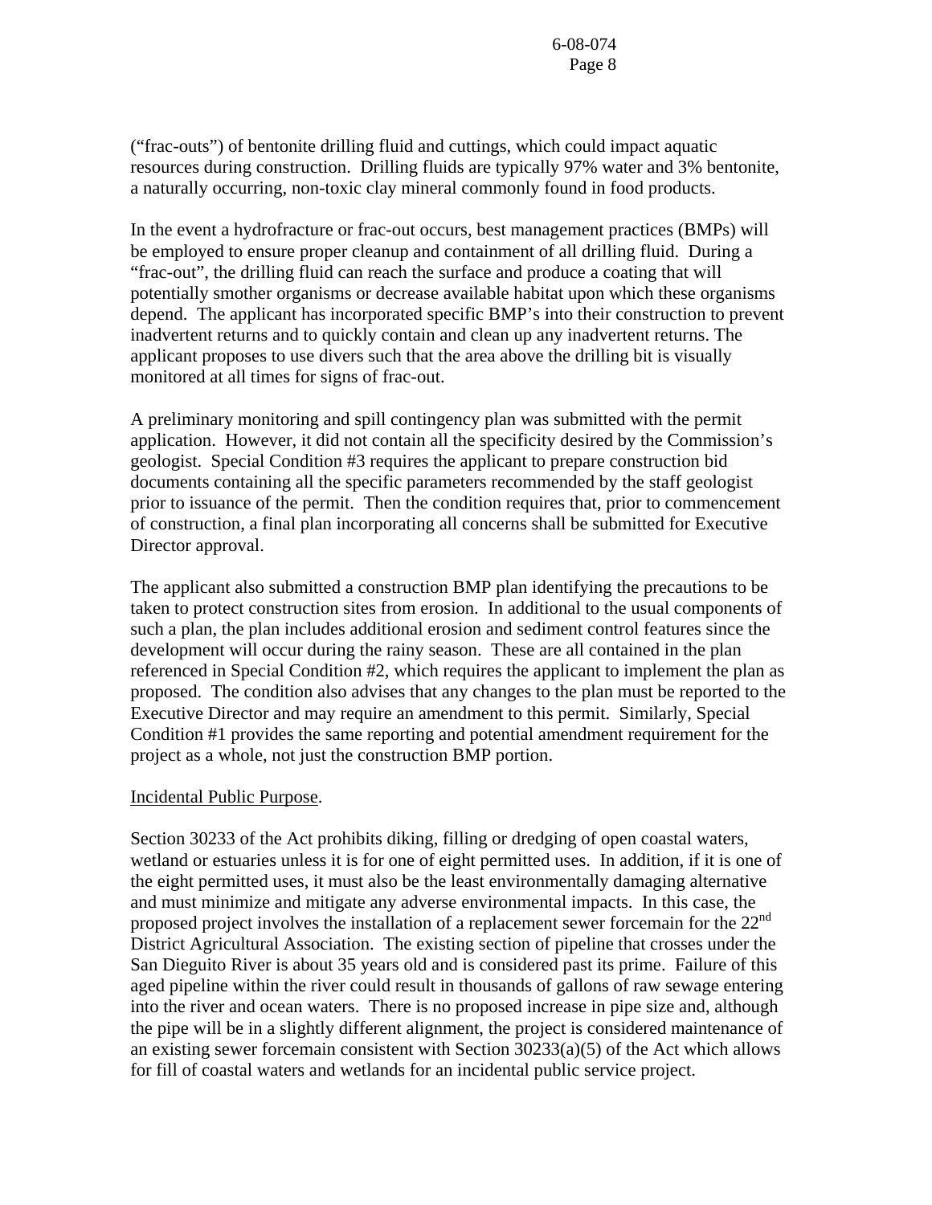("frac-outs") of bentonite drilling fluid and cuttings, which could impact aquatic resources during construction. Drilling fluids are typically 97% water and 3% bentonite, a naturally occurring, non-toxic clay mineral commonly found in food products.

In the event a hydrofracture or frac-out occurs, best management practices (BMPs) will be employed to ensure proper cleanup and containment of all drilling fluid. During a "frac-out", the drilling fluid can reach the surface and produce a coating that will potentially smother organisms or decrease available habitat upon which these organisms depend. The applicant has incorporated specific BMP's into their construction to prevent inadvertent returns and to quickly contain and clean up any inadvertent returns. The applicant proposes to use divers such that the area above the drilling bit is visually monitored at all times for signs of frac-out.

A preliminary monitoring and spill contingency plan was submitted with the permit application. However, it did not contain all the specificity desired by the Commission's geologist. Special Condition #3 requires the applicant to prepare construction bid documents containing all the specific parameters recommended by the staff geologist prior to issuance of the permit. Then the condition requires that, prior to commencement of construction, a final plan incorporating all concerns shall be submitted for Executive Director approval.

The applicant also submitted a construction BMP plan identifying the precautions to be taken to protect construction sites from erosion. In additional to the usual components of such a plan, the plan includes additional erosion and sediment control features since the development will occur during the rainy season. These are all contained in the plan referenced in Special Condition #2, which requires the applicant to implement the plan as proposed. The condition also advises that any changes to the plan must be reported to the Executive Director and may require an amendment to this permit. Similarly, Special Condition #1 provides the same reporting and potential amendment requirement for the project as a whole, not just the construction BMP portion.

Incidental Public Purpose.

Section 30233 of the Act prohibits diking, filling or dredging of open coastal waters, wetland or estuaries unless it is for one of eight permitted uses. In addition, if it is one of the eight permitted uses, it must also be the least environmentally damaging alternative and must minimize and mitigate any adverse environmental impacts. In this case, the proposed project involves the installation of a replacement sewer forcemain for the 22nd District Agricultural Association. The existing section of pipeline that crosses under the San Dieguito River is about 35 years old and is considered past its prime. Failure of this aged pipeline within the river could result in thousands of gallons of raw sewage entering into the river and ocean waters. There is no proposed increase in pipe size and, although the pipe will be in a slightly different alignment, the project is considered maintenance of an existing sewer forcemain consistent with Section 30233(a)(5) of the Act which allows for fill of coastal waters and wetlands for an incidental public service project.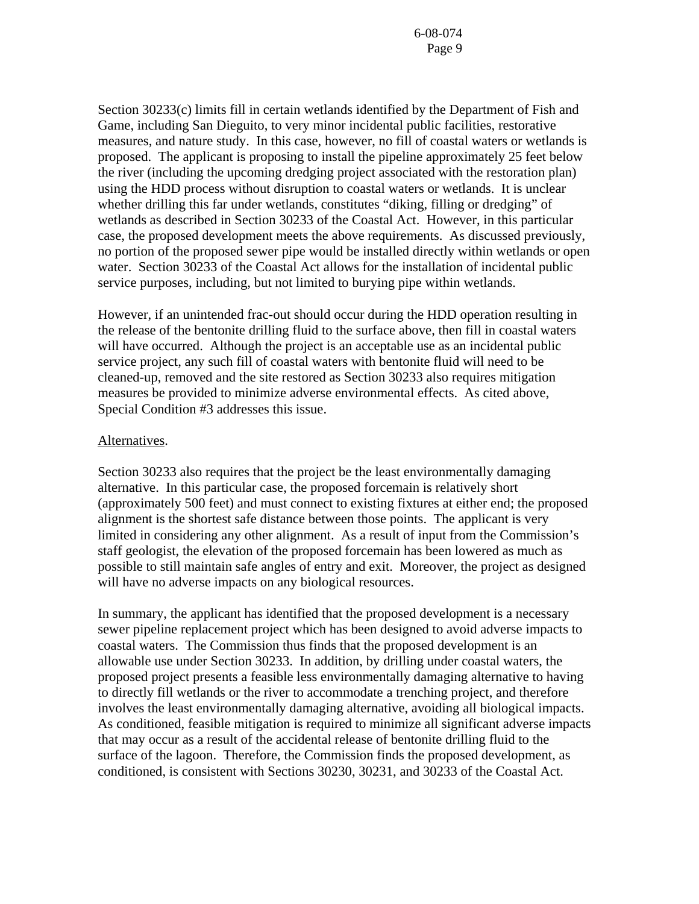Section 30233(c) limits fill in certain wetlands identified by the Department of Fish and Game, including San Dieguito, to very minor incidental public facilities, restorative measures, and nature study. In this case, however, no fill of coastal waters or wetlands is proposed. The applicant is proposing to install the pipeline approximately 25 feet below the river (including the upcoming dredging project associated with the restoration plan) using the HDD process without disruption to coastal waters or wetlands. It is unclear whether drilling this far under wetlands, constitutes "diking, filling or dredging" of wetlands as described in Section 30233 of the Coastal Act. However, in this particular case, the proposed development meets the above requirements. As discussed previously, no portion of the proposed sewer pipe would be installed directly within wetlands or open water. Section 30233 of the Coastal Act allows for the installation of incidental public service purposes, including, but not limited to burying pipe within wetlands.

However, if an unintended frac-out should occur during the HDD operation resulting in the release of the bentonite drilling fluid to the surface above, then fill in coastal waters will have occurred. Although the project is an acceptable use as an incidental public service project, any such fill of coastal waters with bentonite fluid will need to be cleaned-up, removed and the site restored as Section 30233 also requires mitigation measures be provided to minimize adverse environmental effects. As cited above, Special Condition #3 addresses this issue.

Alternatives.

Section 30233 also requires that the project be the least environmentally damaging alternative. In this particular case, the proposed forcemain is relatively short (approximately 500 feet) and must connect to existing fixtures at either end; the proposed alignment is the shortest safe distance between those points. The applicant is very limited in considering any other alignment. As a result of input from the Commission's staff geologist, the elevation of the proposed forcemain has been lowered as much as possible to still maintain safe angles of entry and exit. Moreover, the project as designed will have no adverse impacts on any biological resources.

In summary, the applicant has identified that the proposed development is a necessary sewer pipeline replacement project which has been designed to avoid adverse impacts to coastal waters. The Commission thus finds that the proposed development is an allowable use under Section 30233. In addition, by drilling under coastal waters, the proposed project presents a feasible less environmentally damaging alternative to having to directly fill wetlands or the river to accommodate a trenching project, and therefore involves the least environmentally damaging alternative, avoiding all biological impacts. As conditioned, feasible mitigation is required to minimize all significant adverse impacts that may occur as a result of the accidental release of bentonite drilling fluid to the surface of the lagoon. Therefore, the Commission finds the proposed development, as conditioned, is consistent with Sections 30230, 30231, and 30233 of the Coastal Act.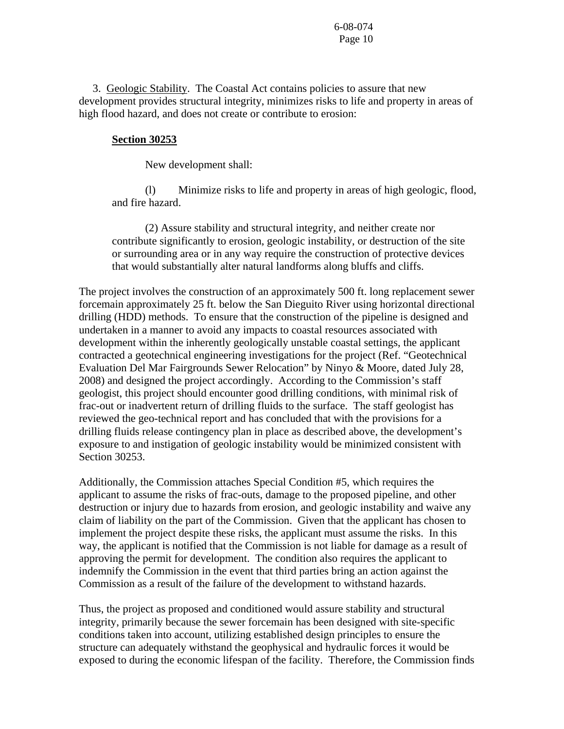3. Geologic Stability. The Coastal Act contains policies to assure that new development provides structural integrity, minimizes risks to life and property in areas of high flood hazard, and does not create or contribute to erosion:

**Section 30253**

New development shall:

(l) Minimize risks to life and property in areas of high geologic, flood, and fire hazard.

(2) Assure stability and structural integrity, and neither create nor contribute significantly to erosion, geologic instability, or destruction of the site or surrounding area or in any way require the construction of protective devices that would substantially alter natural landforms along bluffs and cliffs.

The project involves the construction of an approximately 500 ft. long replacement sewer forcemain approximately 25 ft. below the San Dieguito River using horizontal directional drilling (HDD) methods. To ensure that the construction of the pipeline is designed and undertaken in a manner to avoid any impacts to coastal resources associated with development within the inherently geologically unstable coastal settings, the applicant contracted a geotechnical engineering investigations for the project (Ref. "Geotechnical Evaluation Del Mar Fairgrounds Sewer Relocation" by Ninyo & Moore, dated July 28, 2008) and designed the project accordingly. According to the Commission's staff geologist, this project should encounter good drilling conditions, with minimal risk of frac-out or inadvertent return of drilling fluids to the surface. The staff geologist has reviewed the geo-technical report and has concluded that with the provisions for a drilling fluids release contingency plan in place as described above, the development's exposure to and instigation of geologic instability would be minimized consistent with Section 30253.

Additionally, the Commission attaches Special Condition #5, which requires the applicant to assume the risks of frac-outs, damage to the proposed pipeline, and other destruction or injury due to hazards from erosion, and geologic instability and waive any claim of liability on the part of the Commission. Given that the applicant has chosen to implement the project despite these risks, the applicant must assume the risks. In this way, the applicant is notified that the Commission is not liable for damage as a result of approving the permit for development. The condition also requires the applicant to indemnify the Commission in the event that third parties bring an action against the Commission as a result of the failure of the development to withstand hazards.

Thus, the project as proposed and conditioned would assure stability and structural integrity, primarily because the sewer forcemain has been designed with site-specific conditions taken into account, utilizing established design principles to ensure the structure can adequately withstand the geophysical and hydraulic forces it would be exposed to during the economic lifespan of the facility. Therefore, the Commission finds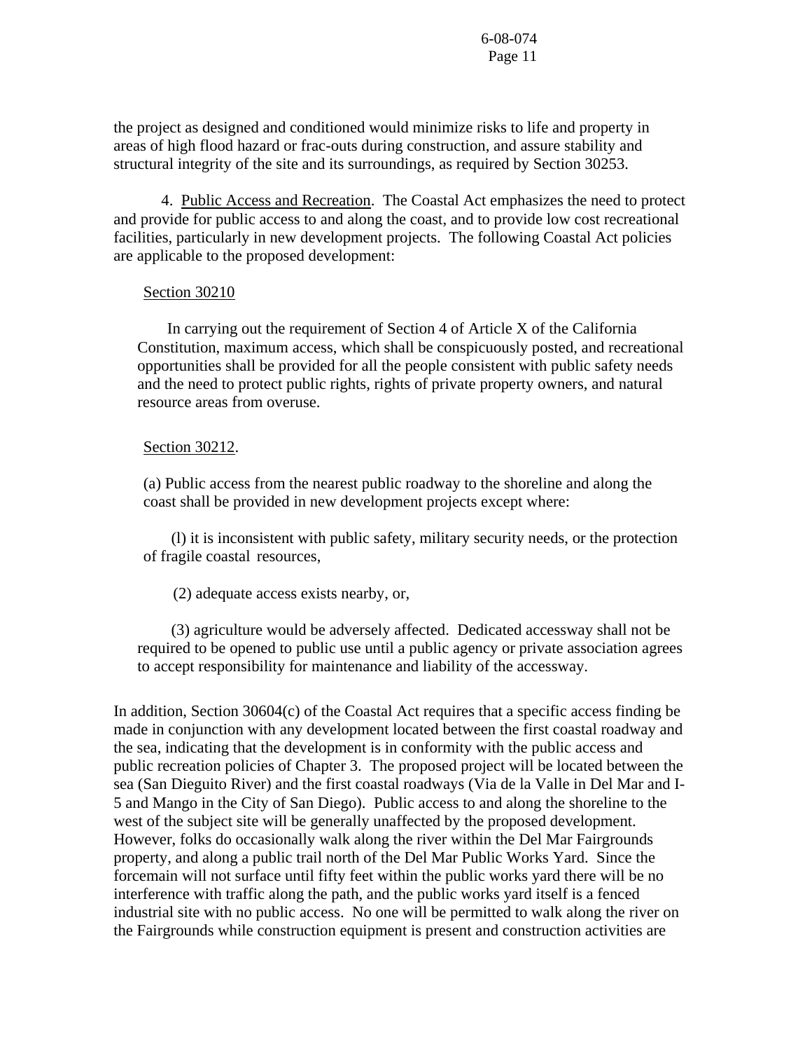the project as designed and conditioned would minimize risks to life and property in areas of high flood hazard or frac-outs during construction, and assure stability and structural integrity of the site and its surroundings, as required by Section 30253.

4. Public Access and Recreation. The Coastal Act emphasizes the need to protect and provide for public access to and along the coast, and to provide low cost recreational facilities, particularly in new development projects. The following Coastal Act policies are applicable to the proposed development:

Section 30210

In carrying out the requirement of Section 4 of Article X of the California Constitution, maximum access, which shall be conspicuously posted, and recreational opportunities shall be provided for all the people consistent with public safety needs and the need to protect public rights, rights of private property owners, and natural resource areas from overuse.

Section 30212.

(a) Public access from the nearest public roadway to the shoreline and along the coast shall be provided in new development projects except where:

(l) it is inconsistent with public safety, military security needs, or the protection of fragile coastal resources,

(2) adequate access exists nearby, or,

(3) agriculture would be adversely affected. Dedicated accessway shall not be required to be opened to public use until a public agency or private association agrees to accept responsibility for maintenance and liability of the accessway.

In addition, Section 30604(c) of the Coastal Act requires that a specific access finding be made in conjunction with any development located between the first coastal roadway and the sea, indicating that the development is in conformity with the public access and public recreation policies of Chapter 3. The proposed project will be located between the sea (San Dieguito River) and the first coastal roadways (Via de la Valle in Del Mar and I-5 and Mango in the City of San Diego). Public access to and along the shoreline to the west of the subject site will be generally unaffected by the proposed development. However, folks do occasionally walk along the river within the Del Mar Fairgrounds property, and along a public trail north of the Del Mar Public Works Yard. Since the forcemain will not surface until fifty feet within the public works yard there will be no interference with traffic along the path, and the public works yard itself is a fenced industrial site with no public access. No one will be permitted to walk along the river on the Fairgrounds while construction equipment is present and construction activities are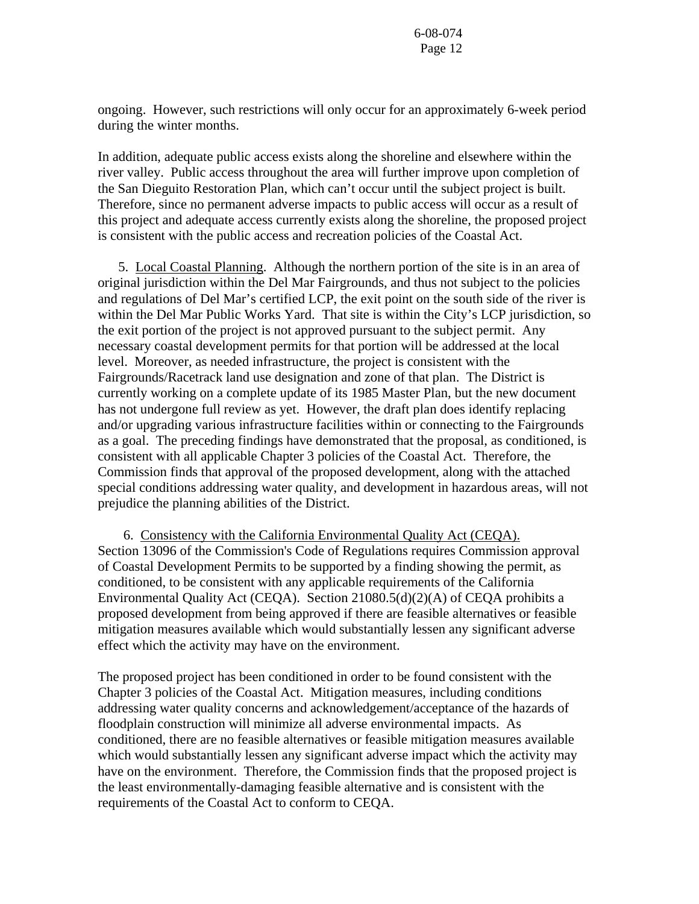ongoing. However, such restrictions will only occur for an approximately 6-week period during the winter months.

In addition, adequate public access exists along the shoreline and elsewhere within the river valley. Public access throughout the area will further improve upon completion of the San Dieguito Restoration Plan, which can't occur until the subject project is built. Therefore, since no permanent adverse impacts to public access will occur as a result of this project and adequate access currently exists along the shoreline, the proposed project is consistent with the public access and recreation policies of the Coastal Act.

5. <u>Local Coastal Planning</u>. Although the northern portion of the site is in an area of original jurisdiction within the Del Mar Fairgrounds, and thus not subject to the policies and regulations of Del Mar's certified LCP, the exit point on the south side of the river is within the Del Mar Public Works Yard. That site is within the City's LCP jurisdiction, so the exit portion of the project is not approved pursuant to the subject permit. Any necessary coastal development permits for that portion will be addressed at the local level. Moreover, as needed infrastructure, the project is consistent with the Fairgrounds/Racetrack land use designation and zone of that plan. The District is currently working on a complete update of its 1985 Master Plan, but the new document has not undergone full review as yet. However, the draft plan does identify replacing and/or upgrading various infrastructure facilities within or connecting to the Fairgrounds as a goal. The preceding findings have demonstrated that the proposal, as conditioned, is consistent with all applicable Chapter 3 policies of the Coastal Act. Therefore, the Commission finds that approval of the proposed development, along with the attached special conditions addressing water quality, and development in hazardous areas, will not prejudice the planning abilities of the District.

6. <u>Consistency with the California Environmental Quality Act (CEQA).</u> Section 13096 of the Commission's Code of Regulations requires Commission approval of Coastal Development Permits to be supported by a finding showing the permit, as conditioned, to be consistent with any applicable requirements of the California Environmental Quality Act (CEQA). Section 21080.5(d)(2)(A) of CEQA prohibits a proposed development from being approved if there are feasible alternatives or feasible mitigation measures available which would substantially lessen any significant adverse effect which the activity may have on the environment.

The proposed project has been conditioned in order to be found consistent with the Chapter 3 policies of the Coastal Act. Mitigation measures, including conditions addressing water quality concerns and acknowledgement/acceptance of the hazards of floodplain construction will minimize all adverse environmental impacts. As conditioned, there are no feasible alternatives or feasible mitigation measures available which would substantially lessen any significant adverse impact which the activity may have on the environment. Therefore, the Commission finds that the proposed project is the least environmentally-damaging feasible alternative and is consistent with the requirements of the Coastal Act to conform to CEQA.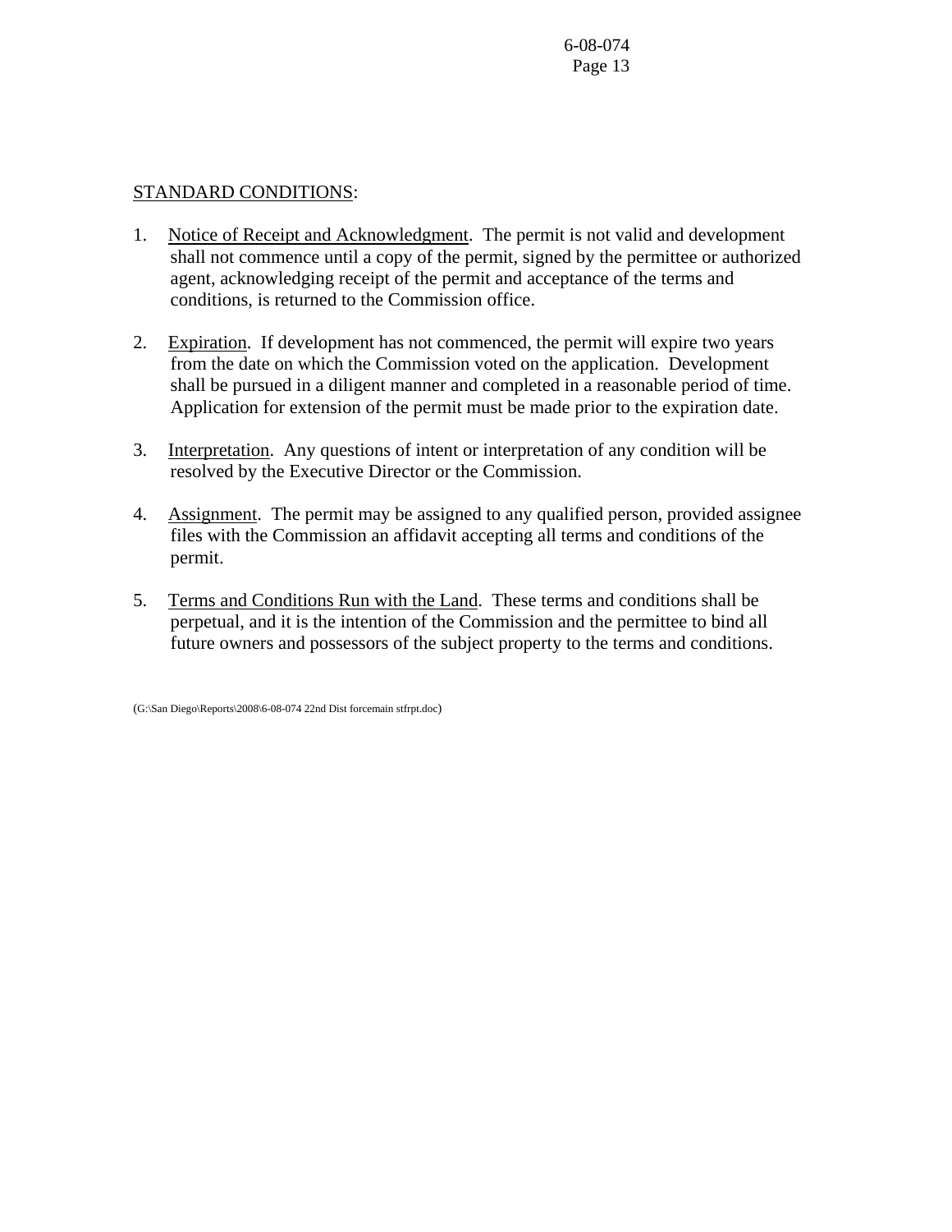STANDARD CONDITIONS:

1. Notice of Receipt and Acknowledgment. The permit is not valid and development shall not commence until a copy of the permit, signed by the permittee or authorized agent, acknowledging receipt of the permit and acceptance of the terms and conditions, is returned to the Commission office.

2. Expiration. If development has not commenced, the permit will expire two years from the date on which the Commission voted on the application. Development shall be pursued in a diligent manner and completed in a reasonable period of time. Application for extension of the permit must be made prior to the expiration date.

3. Interpretation. Any questions of intent or interpretation of any condition will be resolved by the Executive Director or the Commission.

4. Assignment. The permit may be assigned to any qualified person, provided assignee files with the Commission an affidavit accepting all terms and conditions of the permit.

5. Terms and Conditions Run with the Land. These terms and conditions shall be perpetual, and it is the intention of the Commission and the permittee to bind all future owners and possessors of the subject property to the terms and conditions.

(G:\San Diego\Reports\2008\6-08-074 22nd Dist forcemain stfrpt.doc)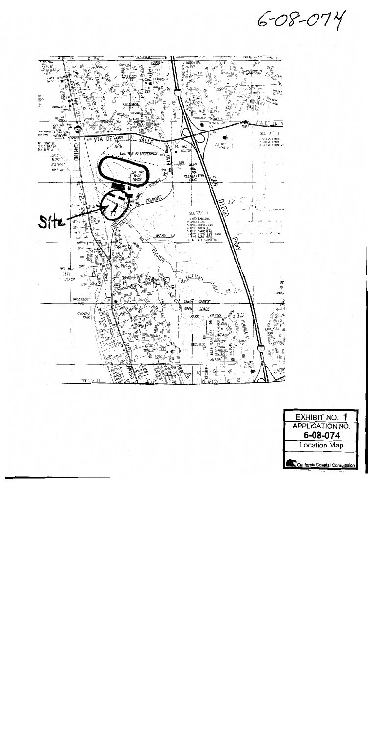6-08-074

Site

| EXHIBIT NO. 1 |
| --- |
| APPLICATION NO. |
| 6-08-074 |
| Location Map |
| California Coastal Commission |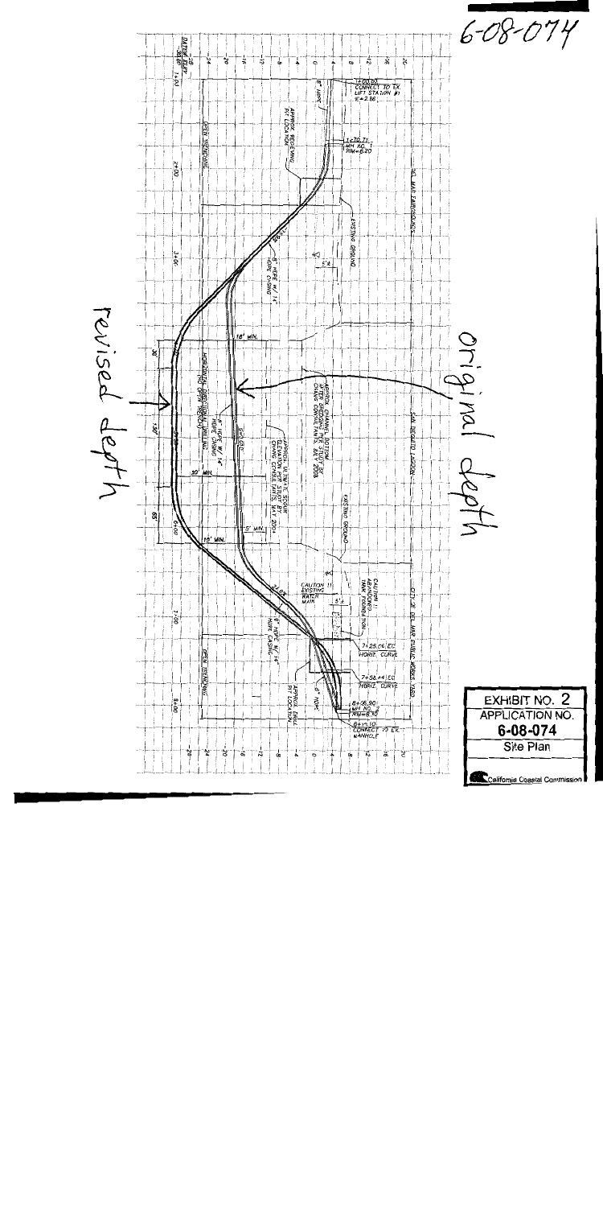6-08-074

original depth

revised depth

DATUM ELEV. -28.00

1+00

2+00

3+00

4+00

5+00

6+00

7+00

8+00

14+00.00
CONNECT TO EX. LIFT STATION #1
IE=2.86

1+70.71
MH NO. 1
RIM=6.20

8" HDPE

APPROX. RECEIVING PIT LOCATION

OPEN TRENCHING

DEL MAR FAIRGROUNDS

EXISTING GROUND

8" HDPE W/ 14" HDPE CASING

18' MIN.

HORIZONTAL DIRECTIONAL DRILLING (NO OPEN TRENCH)

8" HDPE W/ 14" HDPE CASING

APPROX. CHANNEL BOTTOM AFTER DREDGING PER STUDY BY CHANG CONSULTANTS, MAY 2008

APPROX. ULTIMATE SCOUR ELEVATION PER STUDY BY CHANG CONSULTANTS, MAY 2008

SAN DIEGUITO LAGOON

30' MIN.

5' MIN.

15' MIN.

EXISTING GROUND

CAUTION !! EXISTING WATER MAIN

CAUTION !! ABANDONED TANK FOUNDATION

CITY OF DEL MAR PUBLIC WORKS YARD

8" HDPE W/ 14" HDPE CASING

7+25.06 EC
HORIZ. CURVE

7+56.44 EC
HORIZ. CURVE

OPEN TRENCHING

APPROX. DRILL PIT LOCATION

8" HDPE

8+36.90
MH NO. 2
RIM=8.40

8+45.10
CONNECT TO EX. MANHOLE

EXHIBIT NO. 2
APPLICATION NO.
6-08-074
Site Plan

California Coastal Commission